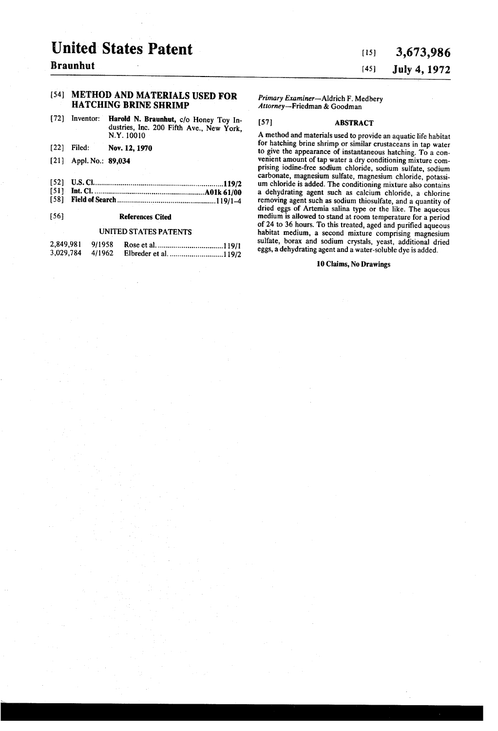# United States Patent

**Braunhut**

[15] **3,673,986**

[45] **July 4, 1972**

---

[54] **METHOD AND MATERIALS USED FOR HATCHING BRINE SHRIMP**

[72] Inventor: **Harold N. Braunhut,** c/o Honey Toy Industries, Inc. 200 Fifth Ave., New York, N.Y. 10010

[22] Filed: **Nov. 12, 1970**

[21] Appl. No.: **89,034**

[52] **U.S. Cl.** ................................................................**119/2**

[51] **Int. Cl.** .......................................................**A01k 61/00**

[58] **Field of Search** ................................................119/1–4

[56] **References Cited**

UNITED STATES PATENTS

| | | | |
|---|---|---|---|
| 2,849,981 | 9/1958 | Rose et al. | 119/1 |
| 3,029,784 | 4/1962 | Elbreder et al. | 119/2 |

*Primary Examiner*—Aldrich F. Medbery

*Attorney*—Friedman & Goodman

[57] **ABSTRACT**

A method and materials used to provide an aquatic life habitat for hatching brine shrimp or similar crustaceans in tap water to give the appearance of instantaneous hatching. To a convenient amount of tap water a dry conditioning mixture comprising iodine-free sodium chloride, sodium sulfate, sodium carbonate, magnesium sulfate, magnesium chloride, potassium chloride is added. The conditioning mixture also contains a dehydrating agent such as calcium chloride, a chlorine removing agent such as sodium thiosulfate, and a quantity of dried eggs of Artemia salina type or the like. The aqueous medium is allowed to stand at room temperature for a period of 24 to 36 hours. To this treated, aged and purified aqueous habitat medium, a second mixture comprising magnesium sulfate, borax and sodium crystals, yeast, additional dried eggs, a dehydrating agent and a water-soluble dye is added.

**10 Claims, No Drawings**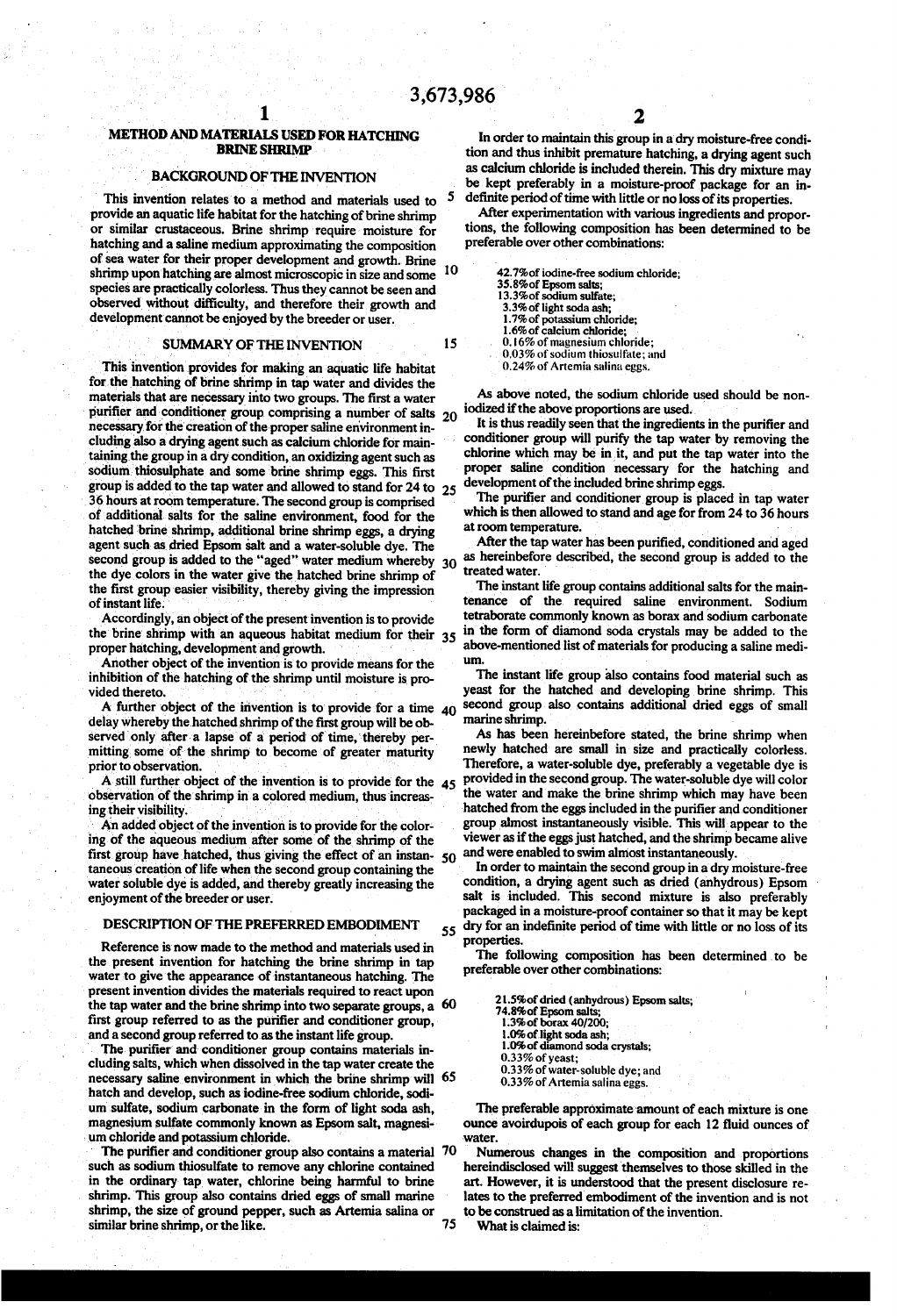# METHOD AND MATERIALS USED FOR HATCHING BRINE SHRIMP

## BACKGROUND OF THE INVENTION

This invention relates to a method and materials used to provide an aquatic life habitat for the hatching of brine shrimp or similar crustaceous. Brine shrimp require moisture for hatching and a saline medium approximating the composition of sea water for their proper development and growth. Brine shrimp upon hatching are almost microscopic in size and some species are practically colorless. Thus they cannot be seen and observed without difficulty, and therefore their growth and development cannot be enjoyed by the breeder or user.

## SUMMARY OF THE INVENTION

This invention provides for making an aquatic life habitat for the hatching of brine shrimp in tap water and divides the materials that are necessary into two groups. The first a water purifier and conditioner group comprising a number of salts necessary for the creation of the proper saline environment including also a drying agent such as calcium chloride for maintaining the group in a dry condition, an oxidizing agent such as sodium thiosulphate and some brine shrimp eggs. This first group is added to the tap water and allowed to stand for 24 to 36 hours at room temperature. The second group is comprised of additional salts for the saline environment, food for the hatched brine shrimp, additional brine shrimp eggs, a drying agent such as dried Epsom salt and a water-soluble dye. The second group is added to the "aged" water medium whereby the dye colors in the water give the hatched brine shrimp of the first group easier visibility, thereby giving the impression of instant life.

Accordingly, an object of the present invention is to provide the brine shrimp with an aqueous habitat medium for their proper hatching, development and growth.

Another object of the invention is to provide means for the inhibition of the hatching of the shrimp until moisture is provided thereto.

A further object of the invention is to provide for a time delay whereby the hatched shrimp of the first group will be observed only after a lapse of a period of time, thereby permitting some of the shrimp to become of greater maturity prior to observation.

A still further object of the invention is to provide for the observation of the shrimp in a colored medium, thus increasing their visibility.

An added object of the invention is to provide for the coloring of the aqueous medium after some of the shrimp of the first group have hatched, thus giving the effect of an instantaneous creation of life when the second group containing the water soluble dye is added, and thereby greatly increasing the enjoyment of the breeder or user.

## DESCRIPTION OF THE PREFERRED EMBODIMENT

Reference is now made to the method and materials used in the present invention for hatching the brine shrimp in tap water to give the appearance of instantaneous hatching. The present invention divides the materials required to react upon the tap water and the brine shrimp into two separate groups, a first group referred to as the purifier and conditioner group, and a second group referred to as the instant life group.

The purifier and conditioner group contains materials including salts, which when dissolved in the tap water create the necessary saline environment in which the brine shrimp will hatch and develop, such as iodine-free sodium chloride, sodium sulfate, sodium carbonate in the form of light soda ash, magnesium sulfate commonly known as Epsom salt, magnesium chloride and potassium chloride.

The purifier and conditioner group also contains a material such as sodium thiosulfate to remove any chlorine contained in the ordinary tap water, chlorine being harmful to brine shrimp. This group also contains dried eggs of small marine shrimp, the size of ground pepper, such as Artemia salina or similar brine shrimp, or the like.

In order to maintain this group in a dry moisture-free condition and thus inhibit premature hatching, a drying agent such as calcium chloride is included therein. This dry mixture may be kept preferably in a moisture-proof package for an indefinite period of time with little or no loss of its properties.

After experimentation with various ingredients and proportions, the following composition has been determined to be preferable over other combinations:

- 42.7% of iodine-free sodium chloride;
- 35.8% of Epsom salts;
- 13.3% of sodium sulfate;
- 3.3% of light soda ash;
- 1.7% of potassium chloride;
- 1.6% of calcium chloride;
- 0.16% of magnesium chloride;
- 0.03% of sodium thiosulfate; and
- 0.24% of Artemia salina eggs.

As above noted, the sodium chloride used should be non-iodized if the above proportions are used.

It is thus readily seen that the ingredients in the purifier and conditioner group will purify the tap water by removing the chlorine which may be in it, and put the tap water into the proper saline condition necessary for the hatching and development of the included brine shrimp eggs.

The purifier and conditioner group is placed in tap water which is then allowed to stand and age for from 24 to 36 hours at room temperature.

After the tap water has been purified, conditioned and aged as hereinbefore described, the second group is added to the treated water.

The instant life group contains additional salts for the maintenance of the required saline environment. Sodium tetraborate commonly known as borax and sodium carbonate in the form of diamond soda crystals may be added to the above-mentioned list of materials for producing a saline medium.

The instant life group also contains food material such as yeast for the hatched and developing brine shrimp. This second group also contains additional dried eggs of small marine shrimp.

As has been hereinbefore stated, the brine shrimp when newly hatched are small in size and practically colorless. Therefore, a water-soluble dye, preferably a vegetable dye is provided in the second group. The water-soluble dye will color the water and make the brine shrimp which may have been hatched from the eggs included in the purifier and conditioner group almost instantaneously visible. This will appear to the viewer as if the eggs just hatched, and the shrimp became alive and were enabled to swim almost instantaneously.

In order to maintain the second group in a dry moisture-free condition, a drying agent such as dried (anhydrous) Epsom salt is included. This second mixture is also preferably packaged in a moisture-proof container so that it may be kept dry for an indefinite period of time with little or no loss of its properties.

The following composition has been determined to be preferable over other combinations:

- 21.5% of dried (anhydrous) Epsom salts;
- 74.8% of Epsom salts;
- 1.3% of borax 40/200;
- 1.0% of light soda ash;
- 1.0% of diamond soda crystals;
- 0.33% of yeast;
- 0.33% of water-soluble dye; and
- 0.33% of Artemia salina eggs.

The preferable approximate amount of each mixture is one ounce avoirdupois of each group for each 12 fluid ounces of water.

Numerous changes in the composition and proportions hereindisclosed will suggest themselves to those skilled in the art. However, it is understood that the present disclosure relates to the preferred embodiment of the invention and is not to be construed as a limitation of the invention.

What is claimed is: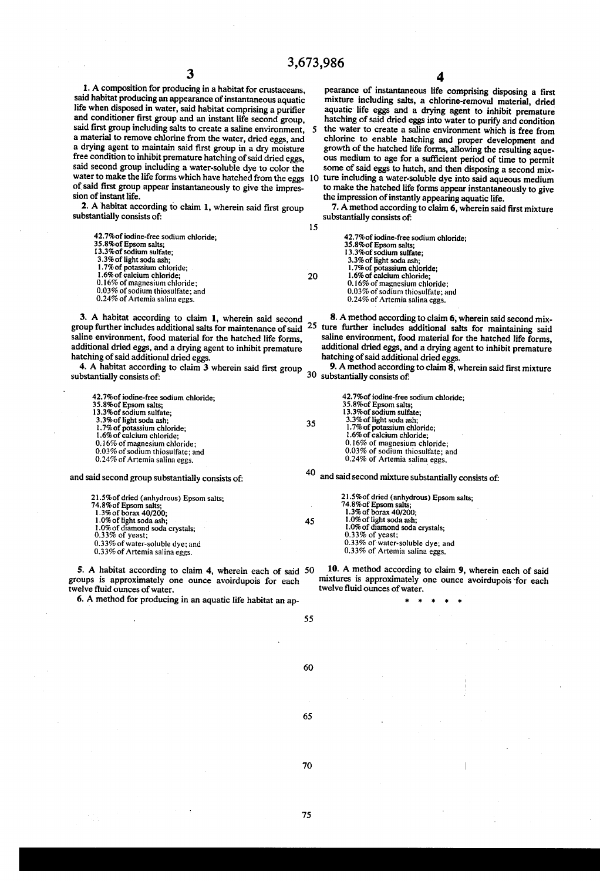1. A composition for producing in a habitat for crustaceans, said habitat producing an appearance of instantaneous aquatic life when disposed in water, said habitat comprising a purifier and conditioner first group and an instant life second group, said first group including salts to create a saline environment, a material to remove chlorine from the water, dried eggs, and a drying agent to maintain said first group in a dry moisture free condition to inhibit premature hatching of said dried eggs, said second group including a water-soluble dye to color the water to make the life forms which have hatched from the eggs of said first group appear instantaneously to give the impression of instant life.

2. A habitat according to claim 1, wherein said first group substantially consists of:

42.7% of iodine-free sodium chloride;
35.8% of Epsom salts;
13.3% of sodium sulfate;
3.3% of light soda ash;
1.7% of potassium chloride;
1.6% of calcium chloride;
0.16% of magnesium chloride;
0.03% of sodium thiosulfate; and
0.24% of Artemia salina eggs.

3. A habitat according to claim 1, wherein said second group further includes additional salts for maintenance of said saline environment, food material for the hatched life forms, additional dried eggs, and a drying agent to inhibit premature hatching of said additional dried eggs.

4. A habitat according to claim 3 wherein said first group substantially consists of:

42.7% of iodine-free sodium chloride;
35.8% of Epsom salts;
13.3% of sodium sulfate;
3.3% of light soda ash;
1.7% of potassium chloride;
1.6% of calcium chloride;
0.16% of magnesium chloride;
0.03% of sodium thiosulfate; and
0.24% of Artemia salina eggs.

and said second group substantially consists of:

21.5% of dried (anhydrous) Epsom salts;
74.8% of Epsom salts;
1.3% of borax 40/200;
1.0% of light soda ash;
1.0% of diamond soda crystals;
0.33% of yeast;
0.33% of water-soluble dye; and
0.33% of Artemia salina eggs.

5. A habitat according to claim 4, wherein each of said groups is approximately one ounce avoirdupois for each twelve fluid ounces of water.

6. A method for producing in an aquatic life habitat an appearance of instantaneous life comprising disposing a first mixture including salts, a chlorine-removal material, dried aquatic life eggs and a drying agent to inhibit premature hatching of said dried eggs into water to purify and condition the water to create a saline environment which is free from chlorine to enable hatching and proper development and growth of the hatched life forms, allowing the resulting aqueous medium to age for a sufficient period of time to permit some of said eggs to hatch, and then disposing a second mixture including a water-soluble dye into said aqueous medium to make the hatched life forms appear instantaneously to give the impression of instantly appearing aquatic life.

7. A method according to claim 6, wherein said first mixture substantially consists of:

42.7% of iodine-free sodium chloride;
35.8% of Epsom salts;
13.3% of sodium sulfate;
3.3% of light soda ash;
1.7% of potassium chloride;
1.6% of calcium chloride;
0.16% of magnesium chloride;
0.03% of sodium thiosulfate; and
0.24% of Artemia salina eggs.

8. A method according to claim 6, wherein said second mixture further includes additional salts for maintaining said saline environment, food material for the hatched life forms, additional dried eggs, and a drying agent to inhibit premature hatching of said additional dried eggs.

9. A method according to claim 8, wherein said first mixture substantially consists of:

42.7% of iodine-free sodium chloride;
35.8% of Epsom salts;
13.3% of sodium sulfate;
3.3% of light soda ash;
1.7% of potassium chloride;
1.6% of calcium chloride;
0.16% of magnesium chloride;
0.03% of sodium thiosulfate; and
0.24% of Artemia salina eggs.

and said second mixture substantially consists of:

21.5% of dried (anhydrous) Epsom salts;
74.8% of Epsom salts;
1.3% of borax 40/200;
1.0% of light soda ash;
1.0% of diamond soda crystals;
0.33% of yeast;
0.33% of water-soluble dye; and
0.33% of Artemia salina eggs.

10. A method according to claim 9, wherein each of said mixtures is approximately one ounce avoirdupois for each twelve fluid ounces of water.

* * * * *